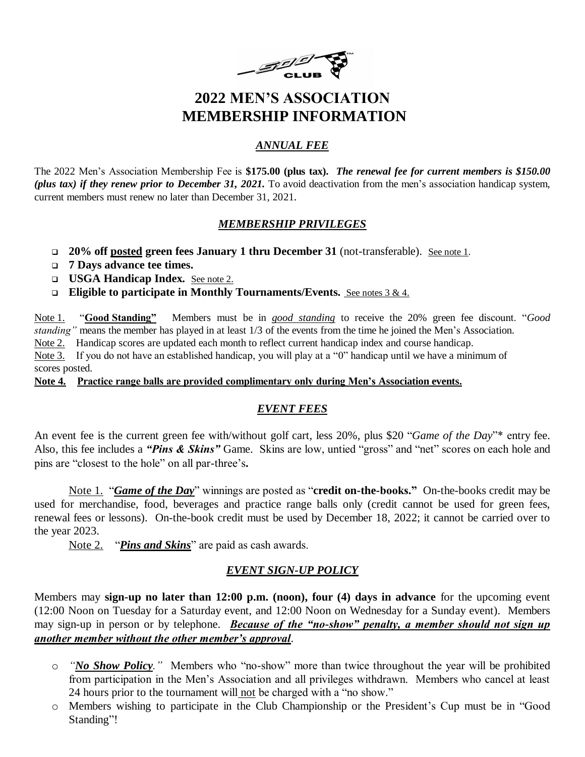# 2022 MEN'S ASSOCIATION MEMBERSHIP INFORMATION

## *ANNUAL FEE*

The 2022 Men's Association Membership Fee is **$175.00 (plus tax).** ***The renewal fee for current members is $150.00 (plus tax) if they renew prior to December 31, 2021.*** To avoid deactivation from the men's association handicap system, current members must renew no later than December 31, 2021.

## *MEMBERSHIP PRIVILEGES*

- **20% off posted green fees January 1 thru December 31** (not-transferable). See note 1.
- **7 Days advance tee times.**
- **USGA Handicap Index.** See note 2.
- **Eligible to participate in Monthly Tournaments/Events.** See notes 3 & 4.

Note 1. "**Good Standing"** Members must be in *good standing* to receive the 20% green fee discount. "*Good standing"* means the member has played in at least 1/3 of the events from the time he joined the Men's Association.

Note 2. Handicap scores are updated each month to reflect current handicap index and course handicap.

Note 3. If you do not have an established handicap, you will play at a "0" handicap until we have a minimum of scores posted.

**Note 4. Practice range balls are provided complimentary only during Men's Association events.**

## *EVENT FEES*

An event fee is the current green fee with/without golf cart, less 20%, plus $20 "*Game of the Day*"* entry fee. Also, this fee includes a ***"Pins & Skins"*** Game. Skins are low, untied "gross" and "net" scores on each hole and pins are "closest to the hole" on all par-three's**.**

Note 1. "***Game of the Day***" winnings are posted as "**credit on-the-books."** On-the-books credit may be used for merchandise, food, beverages and practice range balls only (credit cannot be used for green fees, renewal fees or lessons). On-the-book credit must be used by December 18, 2022; it cannot be carried over to the year 2023.

Note 2. "***Pins and Skins***" are paid as cash awards.

## *EVENT SIGN-UP POLICY*

Members may **sign-up no later than 12:00 p.m. (noon), four (4) days in advance** for the upcoming event (12:00 Noon on Tuesday for a Saturday event, and 12:00 Noon on Wednesday for a Sunday event). Members may sign-up in person or by telephone. ***Because of the "no-show" penalty, a member should not sign up another member without the other member's approval***.

- *"**No Show Policy**."* Members who "no-show" more than twice throughout the year will be prohibited from participation in the Men's Association and all privileges withdrawn. Members who cancel at least 24 hours prior to the tournament will not be charged with a "no show."
- Members wishing to participate in the Club Championship or the President's Cup must be in "Good Standing"!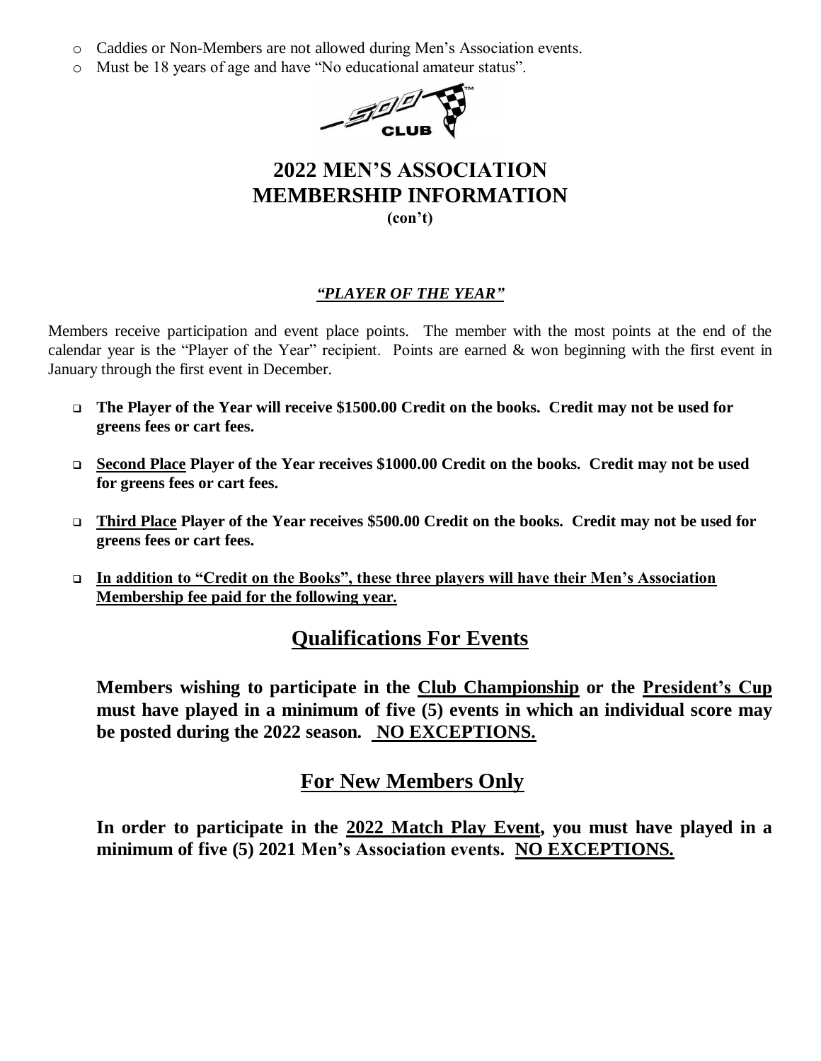- Caddies or Non-Members are not allowed during Men's Association events.
- Must be 18 years of age and have "No educational amateur status".

# 2022 MEN'S ASSOCIATION MEMBERSHIP INFORMATION

**(con't)**

### ***"PLAYER OF THE YEAR"***

Members receive participation and event place points. The member with the most points at the end of the calendar year is the "Player of the Year" recipient. Points are earned & won beginning with the first event in January through the first event in December.

- **The Player of the Year will receive $1500.00 Credit on the books. Credit may not be used for greens fees or cart fees.**
- **Second Place Player of the Year receives $1000.00 Credit on the books. Credit may not be used for greens fees or cart fees.**
- **Third Place Player of the Year receives $500.00 Credit on the books. Credit may not be used for greens fees or cart fees.**
- **In addition to "Credit on the Books", these three players will have their Men's Association Membership fee paid for the following year.**

## Qualifications For Events

**Members wishing to participate in the Club Championship or the President's Cup must have played in a minimum of five (5) events in which an individual score may be posted during the 2022 season. NO EXCEPTIONS.**

## For New Members Only

**In order to participate in the 2022 Match Play Event, you must have played in a minimum of five (5) 2021 Men's Association events. NO EXCEPTIONS.**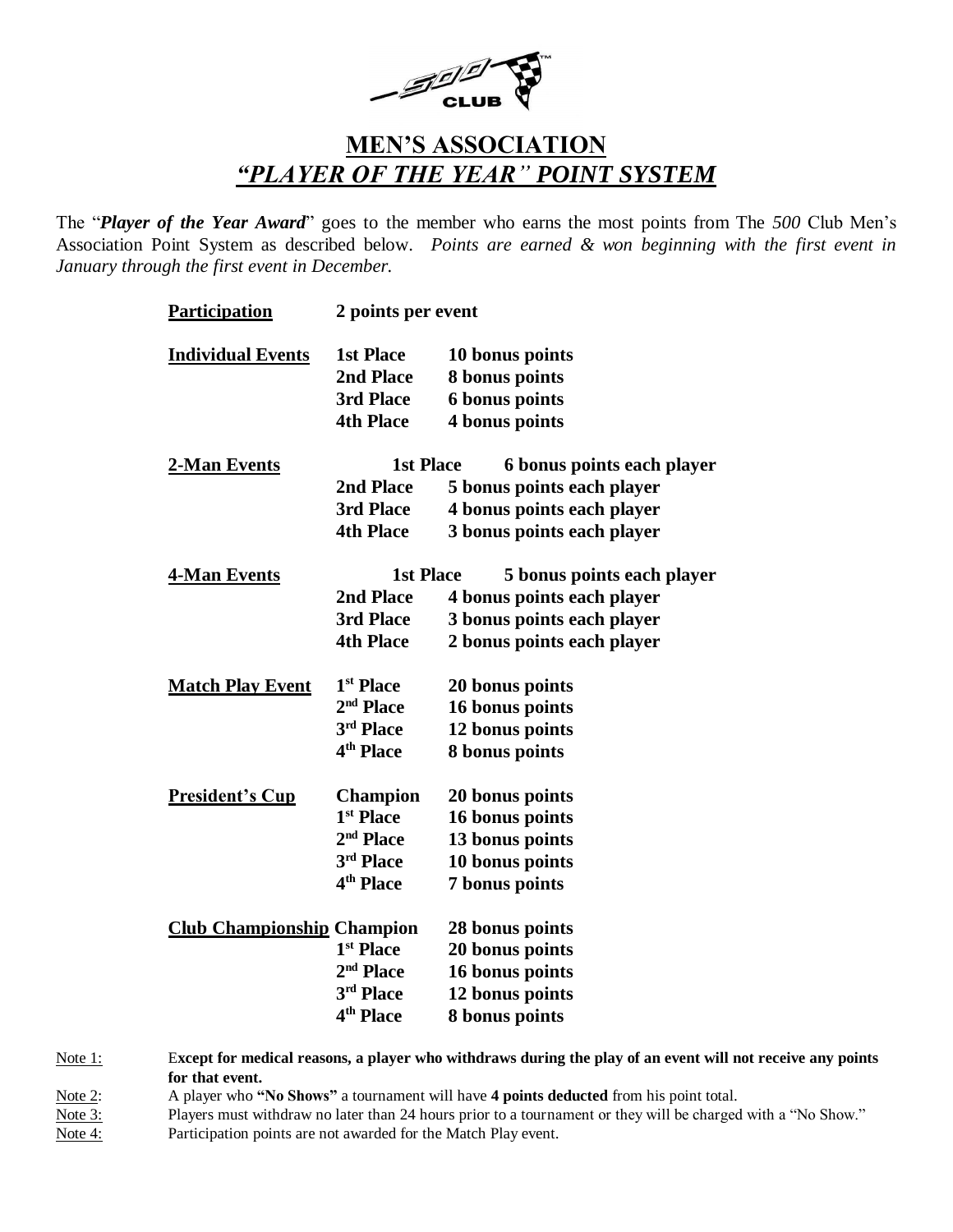# MEN'S ASSOCIATION
## *"PLAYER OF THE YEAR" POINT SYSTEM*

The "***Player of the Year Award***" goes to the member who earns the most points from The *500* Club Men's Association Point System as described below. *Points are earned & won beginning with the first event in January through the first event in December.*

| | | |
|---|---|---|
| **Participation** | **2 points per event** | |
| **Individual Events** | **1st Place** | **10 bonus points** |
| | **2nd Place** | **8 bonus points** |
| | **3rd Place** | **6 bonus points** |
| | **4th Place** | **4 bonus points** |
| **2-Man Events** | **1st Place** | **6 bonus points each player** |
| | **2nd Place** | **5 bonus points each player** |
| | **3rd Place** | **4 bonus points each player** |
| | **4th Place** | **3 bonus points each player** |
| **4-Man Events** | **1st Place** | **5 bonus points each player** |
| | **2nd Place** | **4 bonus points each player** |
| | **3rd Place** | **3 bonus points each player** |
| | **4th Place** | **2 bonus points each player** |
| **Match Play Event** | **1st Place** | **20 bonus points** |
| | **2nd Place** | **16 bonus points** |
| | **3rd Place** | **12 bonus points** |
| | **4th Place** | **8 bonus points** |
| **President's Cup** | **Champion** | **20 bonus points** |
| | **1st Place** | **16 bonus points** |
| | **2nd Place** | **13 bonus points** |
| | **3rd Place** | **10 bonus points** |
| | **4th Place** | **7 bonus points** |
| **Club Championship** | **Champion** | **28 bonus points** |
| | **1st Place** | **20 bonus points** |
| | **2nd Place** | **16 bonus points** |
| | **3rd Place** | **12 bonus points** |
| | **4th Place** | **8 bonus points** |

Note 1: **Except for medical reasons, a player who withdraws during the play of an event will not receive any points for that event.**

Note 2: A player who **"No Shows"** a tournament will have **4 points deducted** from his point total.

Note 3: Players must withdraw no later than 24 hours prior to a tournament or they will be charged with a "No Show."

Note 4: Participation points are not awarded for the Match Play event.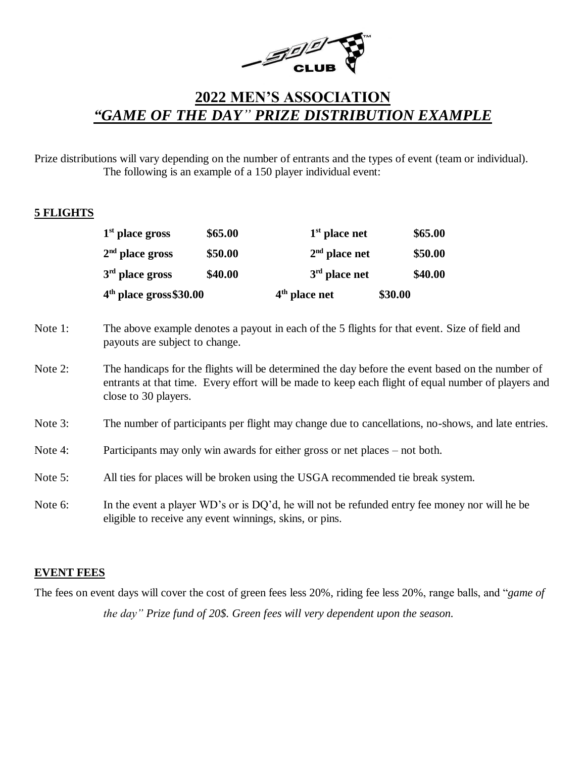# 2022 MEN'S ASSOCIATION

## *"GAME OF THE DAY" PRIZE DISTRIBUTION EXAMPLE*

Prize distributions will vary depending on the number of entrants and the types of event (team or individual). The following is an example of a 150 player individual event:

**5 FLIGHTS**

| | | | |
|---|---|---|---|
| **1st place gross** | **\$65.00** | **1st place net** | **\$65.00** |
| **2nd place gross** | **\$50.00** | **2nd place net** | **\$50.00** |
| **3rd place gross** | **\$40.00** | **3rd place net** | **\$40.00** |
| **4th place gross** | **\$30.00** | **4th place net** | **\$30.00** |

Note 1: The above example denotes a payout in each of the 5 flights for that event. Size of field and payouts are subject to change.

Note 2: The handicaps for the flights will be determined the day before the event based on the number of entrants at that time. Every effort will be made to keep each flight of equal number of players and close to 30 players.

Note 3: The number of participants per flight may change due to cancellations, no-shows, and late entries.

Note 4: Participants may only win awards for either gross or net places – not both.

Note 5: All ties for places will be broken using the USGA recommended tie break system.

Note 6: In the event a player WD's or is DQ'd, he will not be refunded entry fee money nor will he be eligible to receive any event winnings, skins, or pins.

**EVENT FEES**

The fees on event days will cover the cost of green fees less 20%, riding fee less 20%, range balls, and "*game of the day" Prize fund of 20\$. Green fees will very dependent upon the season.*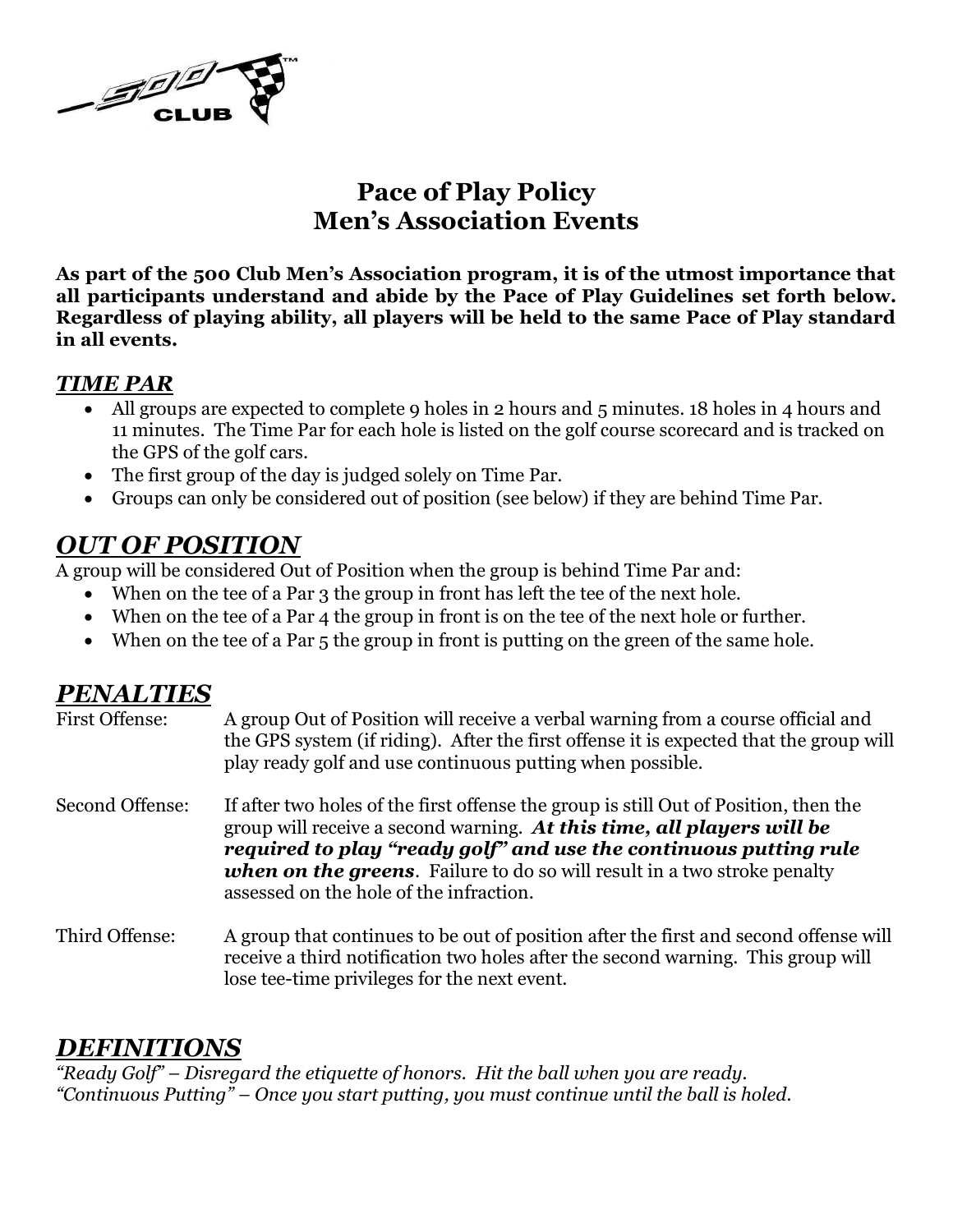# Pace of Play Policy
# Men's Association Events

**As part of the 500 Club Men's Association program, it is of the utmost importance that all participants understand and abide by the Pace of Play Guidelines set forth below. Regardless of playing ability, all players will be held to the same Pace of Play standard in all events.**

### ***TIME PAR***

- All groups are expected to complete 9 holes in 2 hours and 5 minutes. 18 holes in 4 hours and 11 minutes. The Time Par for each hole is listed on the golf course scorecard and is tracked on the GPS of the golf cars.
- The first group of the day is judged solely on Time Par.
- Groups can only be considered out of position (see below) if they are behind Time Par.

## ***OUT OF POSITION***

A group will be considered Out of Position when the group is behind Time Par and:

- When on the tee of a Par 3 the group in front has left the tee of the next hole.
- When on the tee of a Par 4 the group in front is on the tee of the next hole or further.
- When on the tee of a Par 5 the group in front is putting on the green of the same hole.

## ***PENALTIES***

First Offense: A group Out of Position will receive a verbal warning from a course official and the GPS system (if riding). After the first offense it is expected that the group will play ready golf and use continuous putting when possible.

Second Offense: If after two holes of the first offense the group is still Out of Position, then the group will receive a second warning. ***At this time, all players will be required to play "ready golf" and use the continuous putting rule when on the greens***. Failure to do so will result in a two stroke penalty assessed on the hole of the infraction.

Third Offense: A group that continues to be out of position after the first and second offense will receive a third notification two holes after the second warning. This group will lose tee-time privileges for the next event.

## ***DEFINITIONS***

*"Ready Golf" – Disregard the etiquette of honors. Hit the ball when you are ready.*
*"Continuous Putting" – Once you start putting, you must continue until the ball is holed.*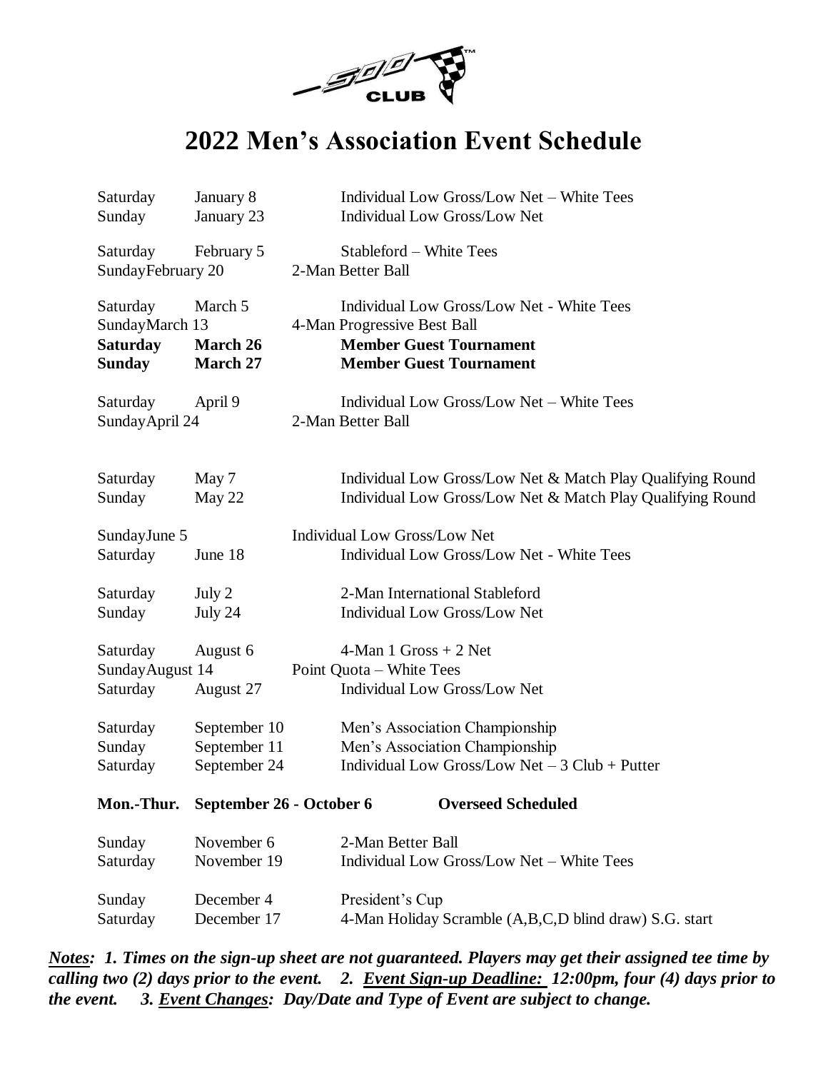# 2022 Men's Association Event Schedule

| Day | Date | Event |
|---|---|---|
| Saturday | January 8 | Individual Low Gross/Low Net – White Tees |
| Sunday | January 23 | Individual Low Gross/Low Net |
| Saturday | February 5 | Stableford – White Tees |
| Sunday | February 20 | 2-Man Better Ball |
| Saturday | March 5 | Individual Low Gross/Low Net - White Tees |
| Sunday | March 13 | 4-Man Progressive Best Ball |
| **Saturday** | **March 26** | **Member Guest Tournament** |
| **Sunday** | **March 27** | **Member Guest Tournament** |
| Saturday | April 9 | Individual Low Gross/Low Net – White Tees |
| Sunday | April 24 | 2-Man Better Ball |
| Saturday | May 7 | Individual Low Gross/Low Net & Match Play Qualifying Round |
| Sunday | May 22 | Individual Low Gross/Low Net & Match Play Qualifying Round |
| Sunday | June 5 | Individual Low Gross/Low Net |
| Saturday | June 18 | Individual Low Gross/Low Net - White Tees |
| Saturday | July 2 | 2-Man International Stableford |
| Sunday | July 24 | Individual Low Gross/Low Net |
| Saturday | August 6 | 4-Man 1 Gross + 2 Net |
| Sunday | August 14 | Point Quota – White Tees |
| Saturday | August 27 | Individual Low Gross/Low Net |
| Saturday | September 10 | Men's Association Championship |
| Sunday | September 11 | Men's Association Championship |
| Saturday | September 24 | Individual Low Gross/Low Net – 3 Club + Putter |
| **Mon.-Thur.** | **September 26 - October 6** | **Overseed Scheduled** |
| Sunday | November 6 | 2-Man Better Ball |
| Saturday | November 19 | Individual Low Gross/Low Net – White Tees |
| Sunday | December 4 | President's Cup |
| Saturday | December 17 | 4-Man Holiday Scramble (A,B,C,D blind draw) S.G. start |

***Notes:** 1. Times on the sign-up sheet are not guaranteed. Players may get their assigned tee time by calling two (2) days prior to the event. 2. **Event Sign-up Deadline:** 12:00pm, four (4) days prior to the event. 3. **Event Changes**: Day/Date and Type of Event are subject to change.*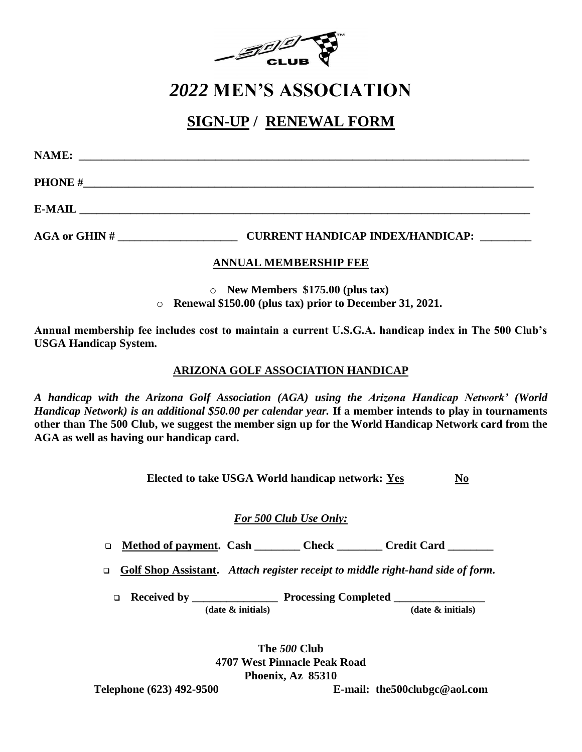500 CLUB™

# *2022* MEN'S ASSOCIATION

## SIGN-UP / RENEWAL FORM

**NAME:** ______________________________________________________________________________

**PHONE #**______________________________________________________________________________

**E-MAIL** ______________________________________________________________________________

**AGA or GHIN #** ____________________ **CURRENT HANDICAP INDEX/HANDICAP:** _________

**ANNUAL MEMBERSHIP FEE**

- **New Members $175.00 (plus tax)**
- **Renewal $150.00 (plus tax) prior to December 31, 2021.**

**Annual membership fee includes cost to maintain a current U.S.G.A. handicap index in The 500 Club's USGA Handicap System.**

**ARIZONA GOLF ASSOCIATION HANDICAP**

***A handicap with the Arizona Golf Association (AGA) using the Arizona Handicap Network' (World Handicap Network) is an additional $50.00 per calendar year.*** **If a member intends to play in tournaments other than The 500 Club, we suggest the member sign up for the World Handicap Network card from the AGA as well as having our handicap card.**

**Elected to take USGA World handicap network: Yes No**

***For 500 Club Use Only:***

- **Method of payment. Cash** ________ **Check** ________ **Credit Card** ________
- **Golf Shop Assistant.** ***Attach register receipt to middle right-hand side of form.***
- **Received by** _______________ **Processing Completed** ________________
  **(date & initials)** **(date & initials)**

**The *500* Club**
**4707 West Pinnacle Peak Road**
**Phoenix, Az 85310**
**Telephone (623) 492-9500** **E-mail: the500clubgc@aol.com**